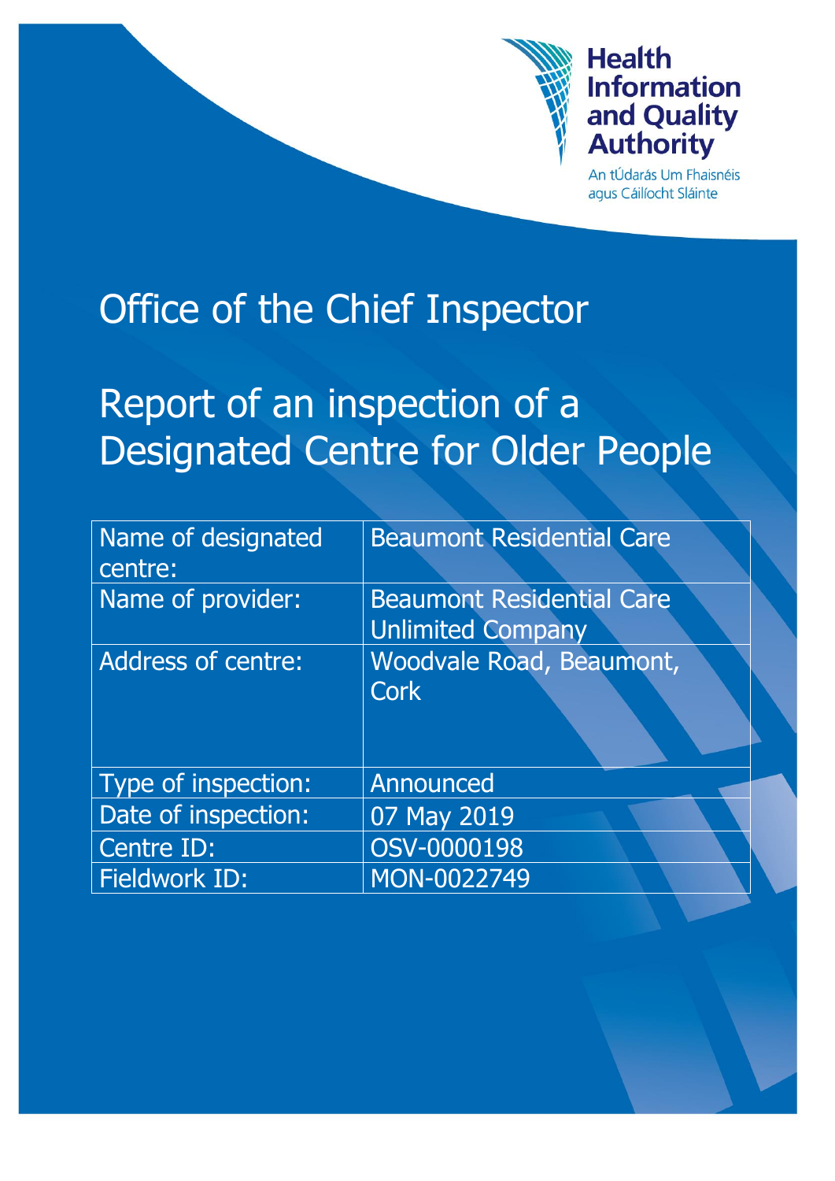Health Information and Quality Authority

An tÚdarás Um Fhaisnéis agus Cáilíocht Sláinte

# Office of the Chief Inspector

# Report of an inspection of a Designated Centre for Older People

| | |
|---|---|
| Name of designated centre: | Beaumont Residential Care |
| Name of provider: | Beaumont Residential Care Unlimited Company |
| Address of centre: | Woodvale Road, Beaumont, Cork |
| Type of inspection: | Announced |
| Date of inspection: | 07 May 2019 |
| Centre ID: | OSV-0000198 |
| Fieldwork ID: | MON-0022749 |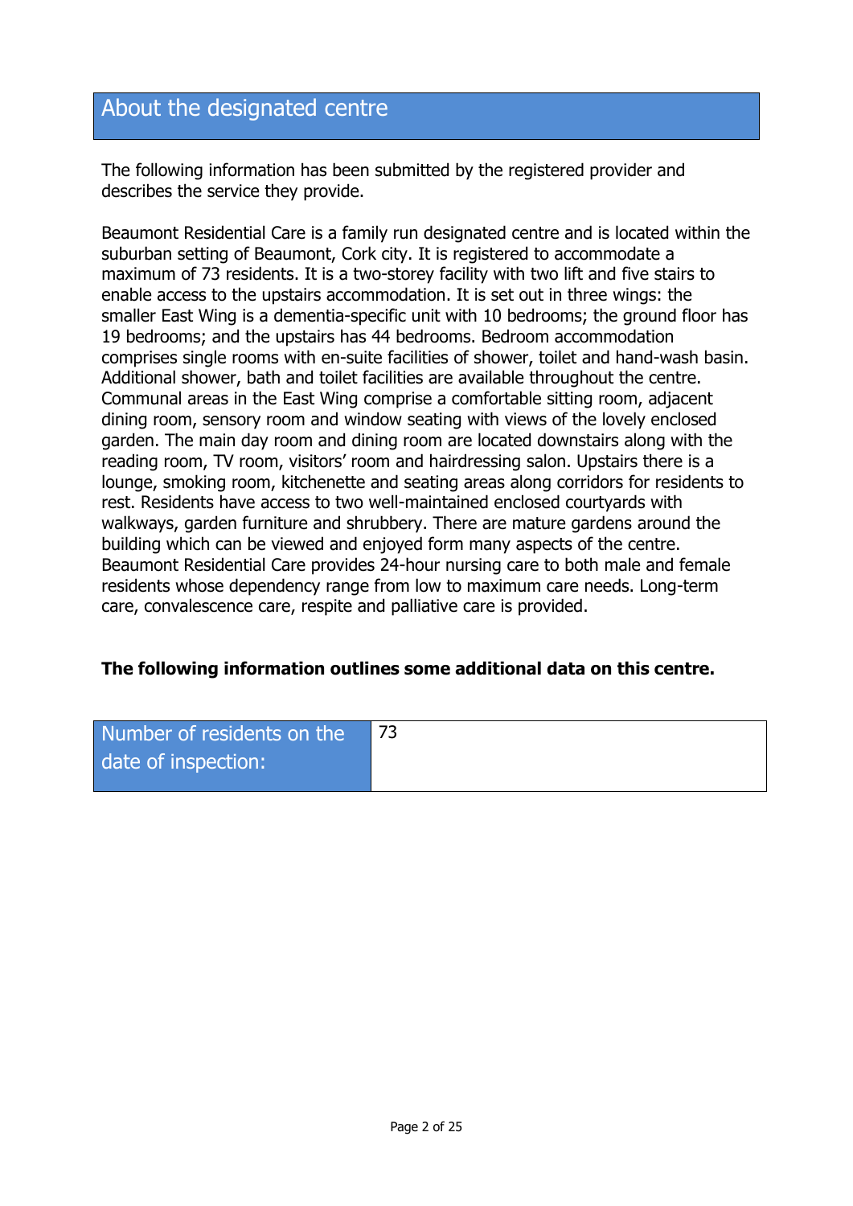## About the designated centre

The following information has been submitted by the registered provider and describes the service they provide.

Beaumont Residential Care is a family run designated centre and is located within the suburban setting of Beaumont, Cork city. It is registered to accommodate a maximum of 73 residents. It is a two-storey facility with two lift and five stairs to enable access to the upstairs accommodation. It is set out in three wings: the smaller East Wing is a dementia-specific unit with 10 bedrooms; the ground floor has 19 bedrooms; and the upstairs has 44 bedrooms. Bedroom accommodation comprises single rooms with en-suite facilities of shower, toilet and hand-wash basin. Additional shower, bath and toilet facilities are available throughout the centre. Communal areas in the East Wing comprise a comfortable sitting room, adjacent dining room, sensory room and window seating with views of the lovely enclosed garden. The main day room and dining room are located downstairs along with the reading room, TV room, visitors' room and hairdressing salon. Upstairs there is a lounge, smoking room, kitchenette and seating areas along corridors for residents to rest. Residents have access to two well-maintained enclosed courtyards with walkways, garden furniture and shrubbery. There are mature gardens around the building which can be viewed and enjoyed form many aspects of the centre. Beaumont Residential Care provides 24-hour nursing care to both male and female residents whose dependency range from low to maximum care needs. Long-term care, convalescence care, respite and palliative care is provided.

**The following information outlines some additional data on this centre.**

| Number of residents on the date of inspection: | 73 |
|---|---|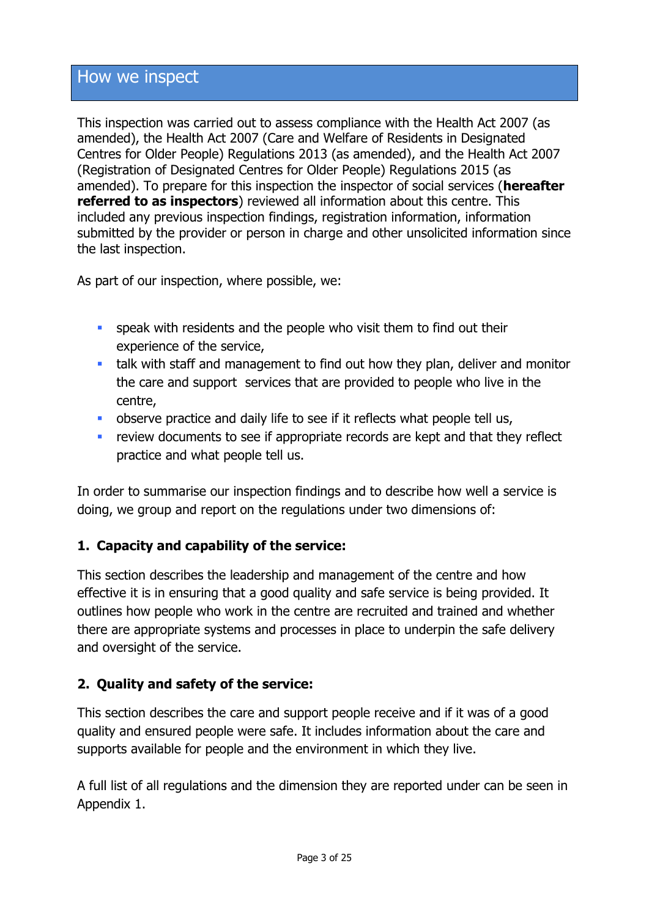## How we inspect

This inspection was carried out to assess compliance with the Health Act 2007 (as amended), the Health Act 2007 (Care and Welfare of Residents in Designated Centres for Older People) Regulations 2013 (as amended), and the Health Act 2007 (Registration of Designated Centres for Older People) Regulations 2015 (as amended). To prepare for this inspection the inspector of social services (**hereafter referred to as inspectors**) reviewed all information about this centre. This included any previous inspection findings, registration information, information submitted by the provider or person in charge and other unsolicited information since the last inspection.

As part of our inspection, where possible, we:

- speak with residents and the people who visit them to find out their experience of the service,
- talk with staff and management to find out how they plan, deliver and monitor the care and support services that are provided to people who live in the centre,
- observe practice and daily life to see if it reflects what people tell us,
- review documents to see if appropriate records are kept and that they reflect practice and what people tell us.

In order to summarise our inspection findings and to describe how well a service is doing, we group and report on the regulations under two dimensions of:

**1. Capacity and capability of the service:**

This section describes the leadership and management of the centre and how effective it is in ensuring that a good quality and safe service is being provided. It outlines how people who work in the centre are recruited and trained and whether there are appropriate systems and processes in place to underpin the safe delivery and oversight of the service.

**2. Quality and safety of the service:**

This section describes the care and support people receive and if it was of a good quality and ensured people were safe. It includes information about the care and supports available for people and the environment in which they live.

A full list of all regulations and the dimension they are reported under can be seen in Appendix 1.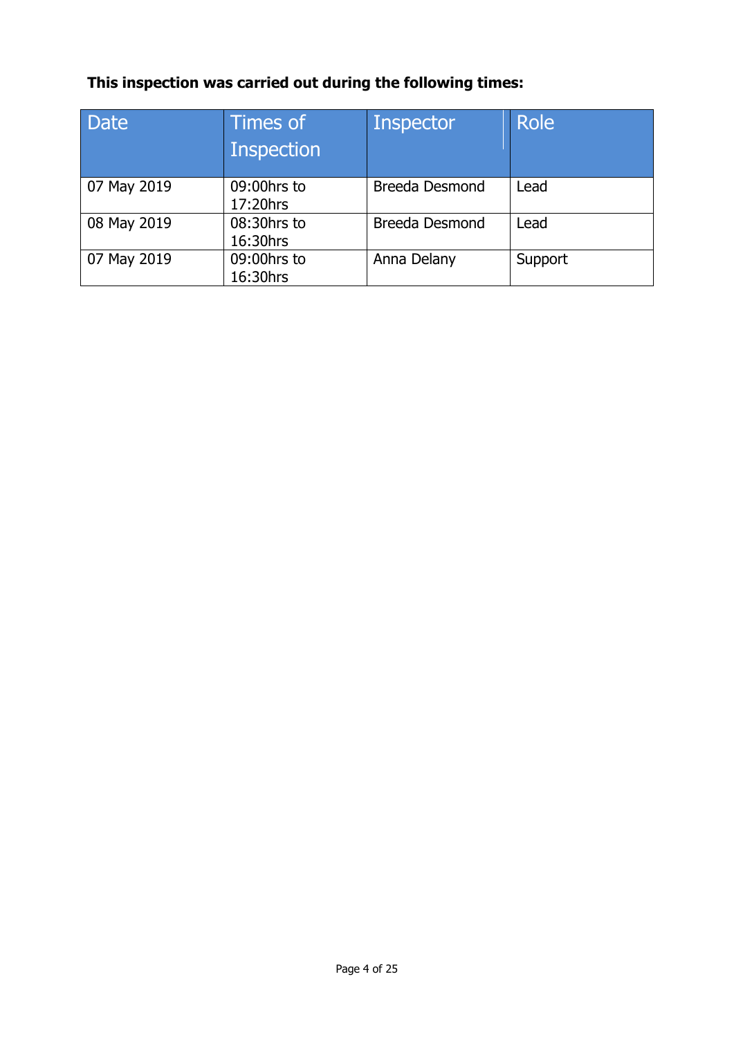**This inspection was carried out during the following times:**

| Date | Times of Inspection | Inspector | Role |
|---|---|---|---|
| 07 May 2019 | 09:00hrs to 17:20hrs | Breeda Desmond | Lead |
| 08 May 2019 | 08:30hrs to 16:30hrs | Breeda Desmond | Lead |
| 07 May 2019 | 09:00hrs to 16:30hrs | Anna Delany | Support |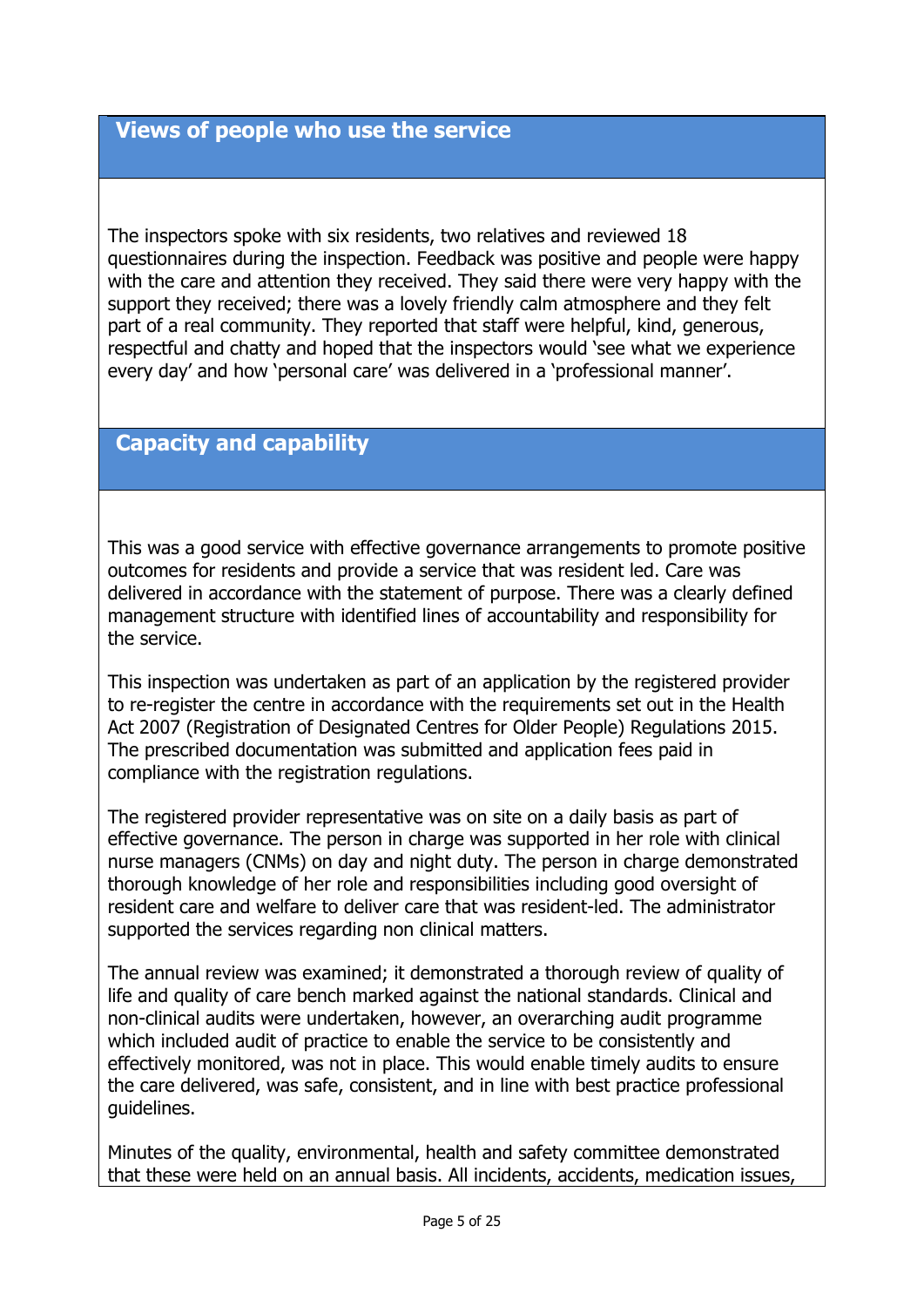## Views of people who use the service

The inspectors spoke with six residents, two relatives and reviewed 18 questionnaires during the inspection. Feedback was positive and people were happy with the care and attention they received. They said there were very happy with the support they received; there was a lovely friendly calm atmosphere and they felt part of a real community. They reported that staff were helpful, kind, generous, respectful and chatty and hoped that the inspectors would 'see what we experience every day' and how 'personal care' was delivered in a 'professional manner'.

## Capacity and capability

This was a good service with effective governance arrangements to promote positive outcomes for residents and provide a service that was resident led. Care was delivered in accordance with the statement of purpose. There was a clearly defined management structure with identified lines of accountability and responsibility for the service.

This inspection was undertaken as part of an application by the registered provider to re-register the centre in accordance with the requirements set out in the Health Act 2007 (Registration of Designated Centres for Older People) Regulations 2015. The prescribed documentation was submitted and application fees paid in compliance with the registration regulations.

The registered provider representative was on site on a daily basis as part of effective governance. The person in charge was supported in her role with clinical nurse managers (CNMs) on day and night duty. The person in charge demonstrated thorough knowledge of her role and responsibilities including good oversight of resident care and welfare to deliver care that was resident-led. The administrator supported the services regarding non clinical matters.

The annual review was examined; it demonstrated a thorough review of quality of life and quality of care bench marked against the national standards. Clinical and non-clinical audits were undertaken, however, an overarching audit programme which included audit of practice to enable the service to be consistently and effectively monitored, was not in place. This would enable timely audits to ensure the care delivered, was safe, consistent, and in line with best practice professional guidelines.

Minutes of the quality, environmental, health and safety committee demonstrated that these were held on an annual basis. All incidents, accidents, medication issues,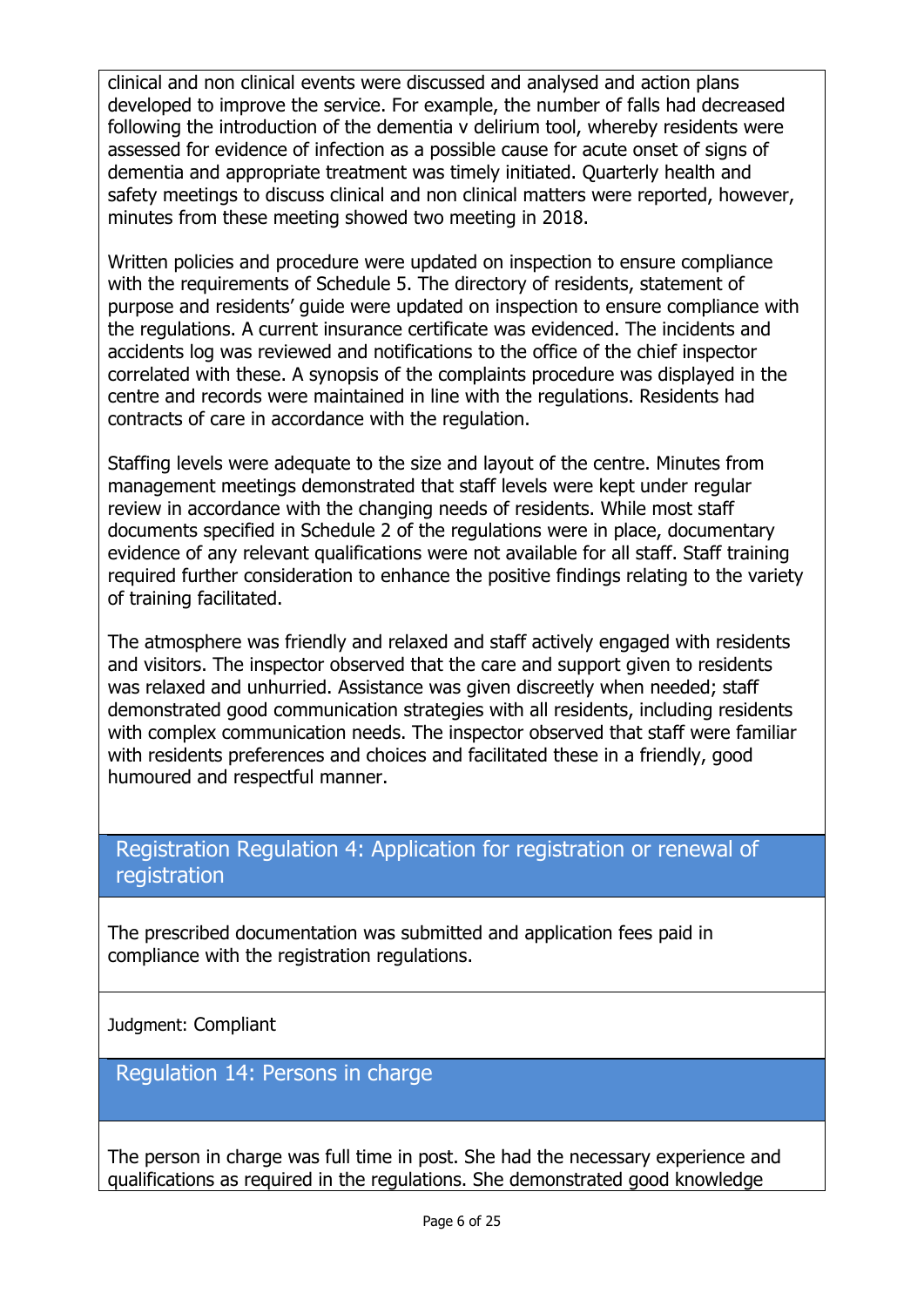clinical and non clinical events were discussed and analysed and action plans developed to improve the service. For example, the number of falls had decreased following the introduction of the dementia v delirium tool, whereby residents were assessed for evidence of infection as a possible cause for acute onset of signs of dementia and appropriate treatment was timely initiated. Quarterly health and safety meetings to discuss clinical and non clinical matters were reported, however, minutes from these meeting showed two meeting in 2018.

Written policies and procedure were updated on inspection to ensure compliance with the requirements of Schedule 5. The directory of residents, statement of purpose and residents' guide were updated on inspection to ensure compliance with the regulations. A current insurance certificate was evidenced. The incidents and accidents log was reviewed and notifications to the office of the chief inspector correlated with these. A synopsis of the complaints procedure was displayed in the centre and records were maintained in line with the regulations. Residents had contracts of care in accordance with the regulation.

Staffing levels were adequate to the size and layout of the centre. Minutes from management meetings demonstrated that staff levels were kept under regular review in accordance with the changing needs of residents. While most staff documents specified in Schedule 2 of the regulations were in place, documentary evidence of any relevant qualifications were not available for all staff. Staff training required further consideration to enhance the positive findings relating to the variety of training facilitated.

The atmosphere was friendly and relaxed and staff actively engaged with residents and visitors. The inspector observed that the care and support given to residents was relaxed and unhurried. Assistance was given discreetly when needed; staff demonstrated good communication strategies with all residents, including residents with complex communication needs. The inspector observed that staff were familiar with residents preferences and choices and facilitated these in a friendly, good humoured and respectful manner.

## Registration Regulation 4: Application for registration or renewal of registration

The prescribed documentation was submitted and application fees paid in compliance with the registration regulations.

Judgment: Compliant

## Regulation 14: Persons in charge

The person in charge was full time in post. She had the necessary experience and qualifications as required in the regulations. She demonstrated good knowledge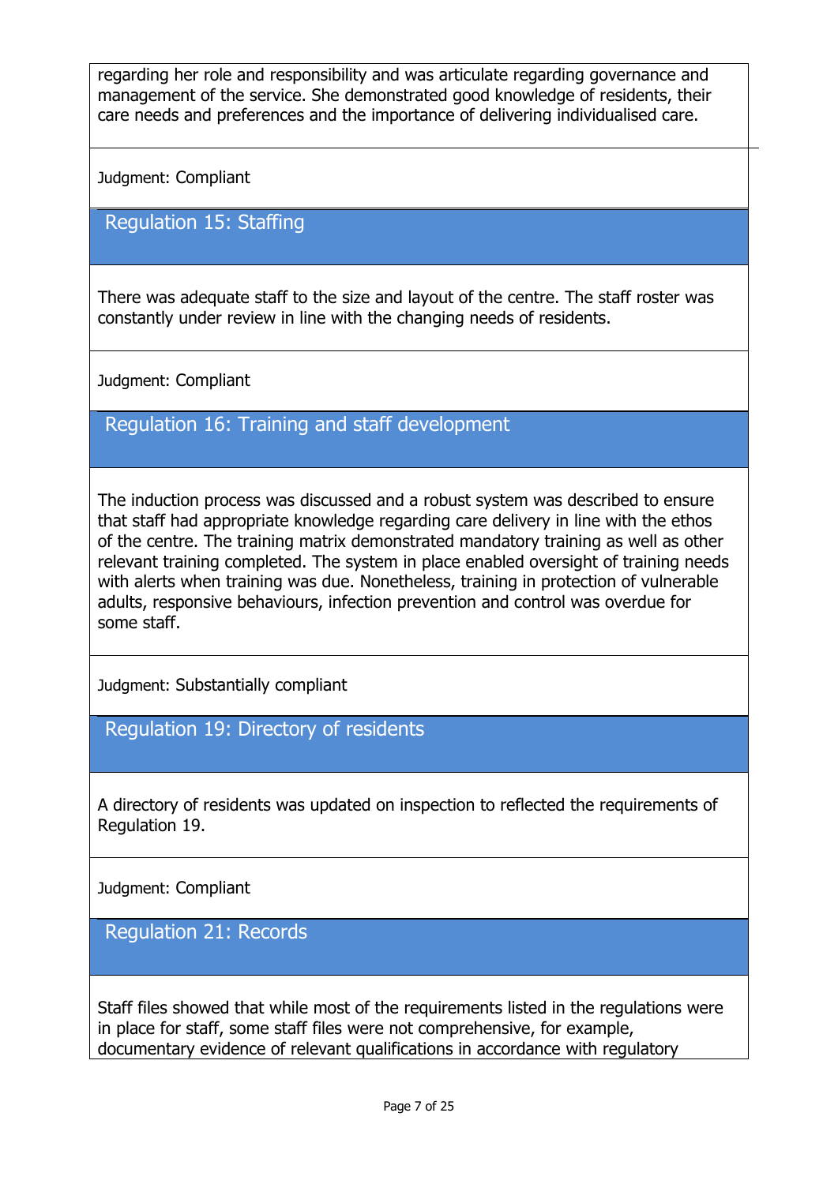regarding her role and responsibility and was articulate regarding governance and management of the service. She demonstrated good knowledge of residents, their care needs and preferences and the importance of delivering individualised care.

Judgment: Compliant

## Regulation 15: Staffing

There was adequate staff to the size and layout of the centre. The staff roster was constantly under review in line with the changing needs of residents.

Judgment: Compliant

## Regulation 16: Training and staff development

The induction process was discussed and a robust system was described to ensure that staff had appropriate knowledge regarding care delivery in line with the ethos of the centre. The training matrix demonstrated mandatory training as well as other relevant training completed. The system in place enabled oversight of training needs with alerts when training was due. Nonetheless, training in protection of vulnerable adults, responsive behaviours, infection prevention and control was overdue for some staff.

Judgment: Substantially compliant

## Regulation 19: Directory of residents

A directory of residents was updated on inspection to reflected the requirements of Regulation 19.

Judgment: Compliant

## Regulation 21: Records

Staff files showed that while most of the requirements listed in the regulations were in place for staff, some staff files were not comprehensive, for example, documentary evidence of relevant qualifications in accordance with regulatory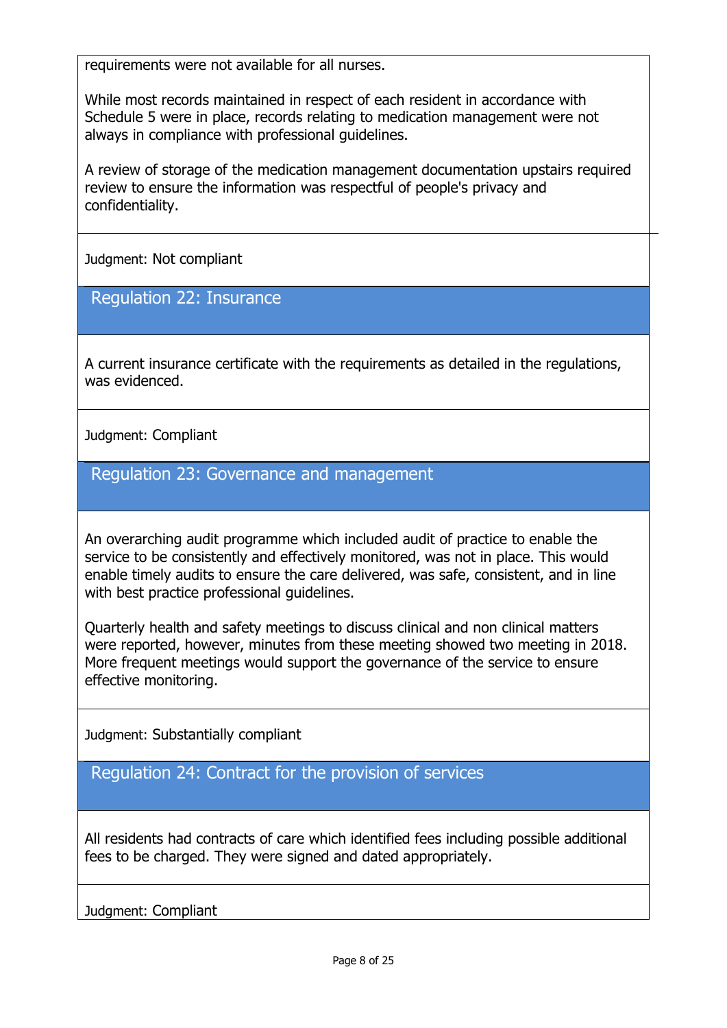requirements were not available for all nurses.

While most records maintained in respect of each resident in accordance with Schedule 5 were in place, records relating to medication management were not always in compliance with professional guidelines.

A review of storage of the medication management documentation upstairs required review to ensure the information was respectful of people's privacy and confidentiality.

Judgment: Not compliant

## Regulation 22: Insurance

A current insurance certificate with the requirements as detailed in the regulations, was evidenced.

Judgment: Compliant

## Regulation 23: Governance and management

An overarching audit programme which included audit of practice to enable the service to be consistently and effectively monitored, was not in place. This would enable timely audits to ensure the care delivered, was safe, consistent, and in line with best practice professional guidelines.

Quarterly health and safety meetings to discuss clinical and non clinical matters were reported, however, minutes from these meeting showed two meeting in 2018. More frequent meetings would support the governance of the service to ensure effective monitoring.

Judgment: Substantially compliant

## Regulation 24: Contract for the provision of services

All residents had contracts of care which identified fees including possible additional fees to be charged. They were signed and dated appropriately.

Judgment: Compliant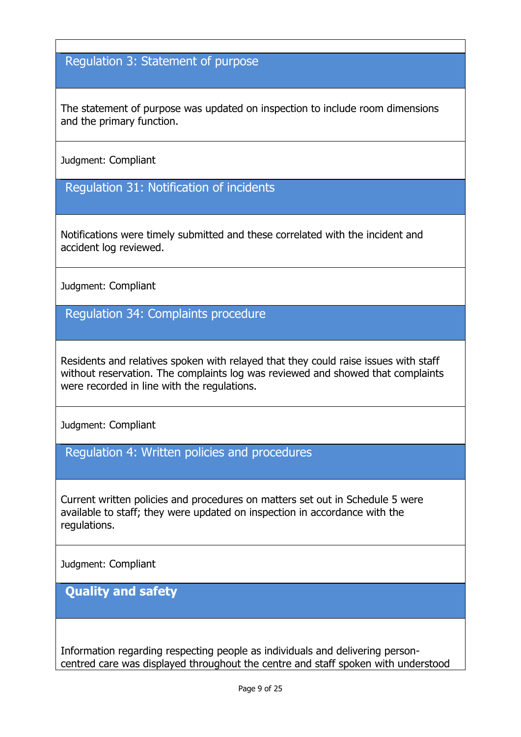## Regulation 3: Statement of purpose

The statement of purpose was updated on inspection to include room dimensions and the primary function.

Judgment: Compliant

## Regulation 31: Notification of incidents

Notifications were timely submitted and these correlated with the incident and accident log reviewed.

Judgment: Compliant

## Regulation 34: Complaints procedure

Residents and relatives spoken with relayed that they could raise issues with staff without reservation. The complaints log was reviewed and showed that complaints were recorded in line with the regulations.

Judgment: Compliant

## Regulation 4: Written policies and procedures

Current written policies and procedures on matters set out in Schedule 5 were available to staff; they were updated on inspection in accordance with the regulations.

Judgment: Compliant

## **Quality and safety**

Information regarding respecting people as individuals and delivering person-centred care was displayed throughout the centre and staff spoken with understood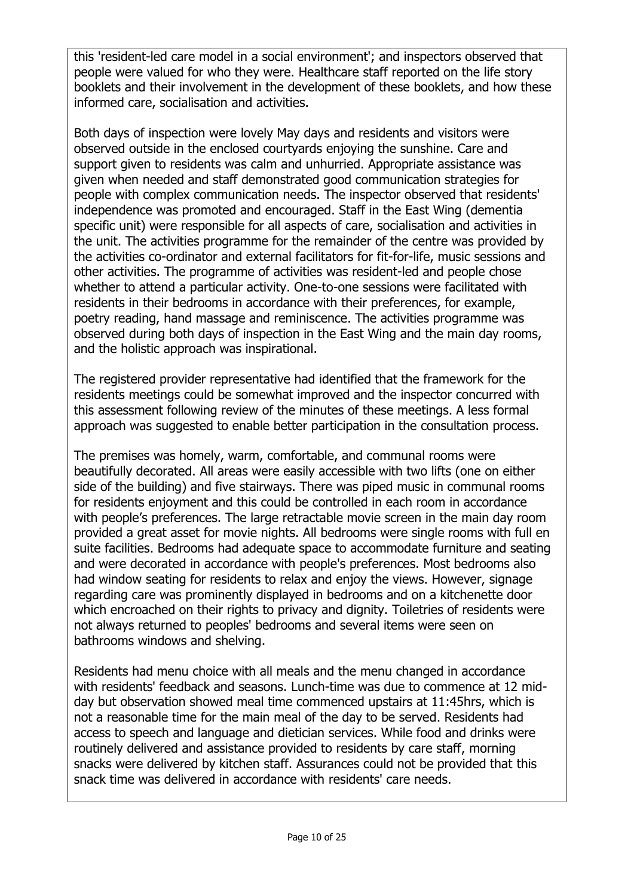this 'resident-led care model in a social environment'; and inspectors observed that people were valued for who they were. Healthcare staff reported on the life story booklets and their involvement in the development of these booklets, and how these informed care, socialisation and activities.

Both days of inspection were lovely May days and residents and visitors were observed outside in the enclosed courtyards enjoying the sunshine. Care and support given to residents was calm and unhurried. Appropriate assistance was given when needed and staff demonstrated good communication strategies for people with complex communication needs. The inspector observed that residents' independence was promoted and encouraged. Staff in the East Wing (dementia specific unit) were responsible for all aspects of care, socialisation and activities in the unit. The activities programme for the remainder of the centre was provided by the activities co-ordinator and external facilitators for fit-for-life, music sessions and other activities. The programme of activities was resident-led and people chose whether to attend a particular activity. One-to-one sessions were facilitated with residents in their bedrooms in accordance with their preferences, for example, poetry reading, hand massage and reminiscence. The activities programme was observed during both days of inspection in the East Wing and the main day rooms, and the holistic approach was inspirational.

The registered provider representative had identified that the framework for the residents meetings could be somewhat improved and the inspector concurred with this assessment following review of the minutes of these meetings. A less formal approach was suggested to enable better participation in the consultation process.

The premises was homely, warm, comfortable, and communal rooms were beautifully decorated. All areas were easily accessible with two lifts (one on either side of the building) and five stairways. There was piped music in communal rooms for residents enjoyment and this could be controlled in each room in accordance with people's preferences. The large retractable movie screen in the main day room provided a great asset for movie nights. All bedrooms were single rooms with full en suite facilities. Bedrooms had adequate space to accommodate furniture and seating and were decorated in accordance with people's preferences. Most bedrooms also had window seating for residents to relax and enjoy the views. However, signage regarding care was prominently displayed in bedrooms and on a kitchenette door which encroached on their rights to privacy and dignity. Toiletries of residents were not always returned to peoples' bedrooms and several items were seen on bathrooms windows and shelving.

Residents had menu choice with all meals and the menu changed in accordance with residents' feedback and seasons. Lunch-time was due to commence at 12 mid-day but observation showed meal time commenced upstairs at 11:45hrs, which is not a reasonable time for the main meal of the day to be served. Residents had access to speech and language and dietician services. While food and drinks were routinely delivered and assistance provided to residents by care staff, morning snacks were delivered by kitchen staff. Assurances could not be provided that this snack time was delivered in accordance with residents' care needs.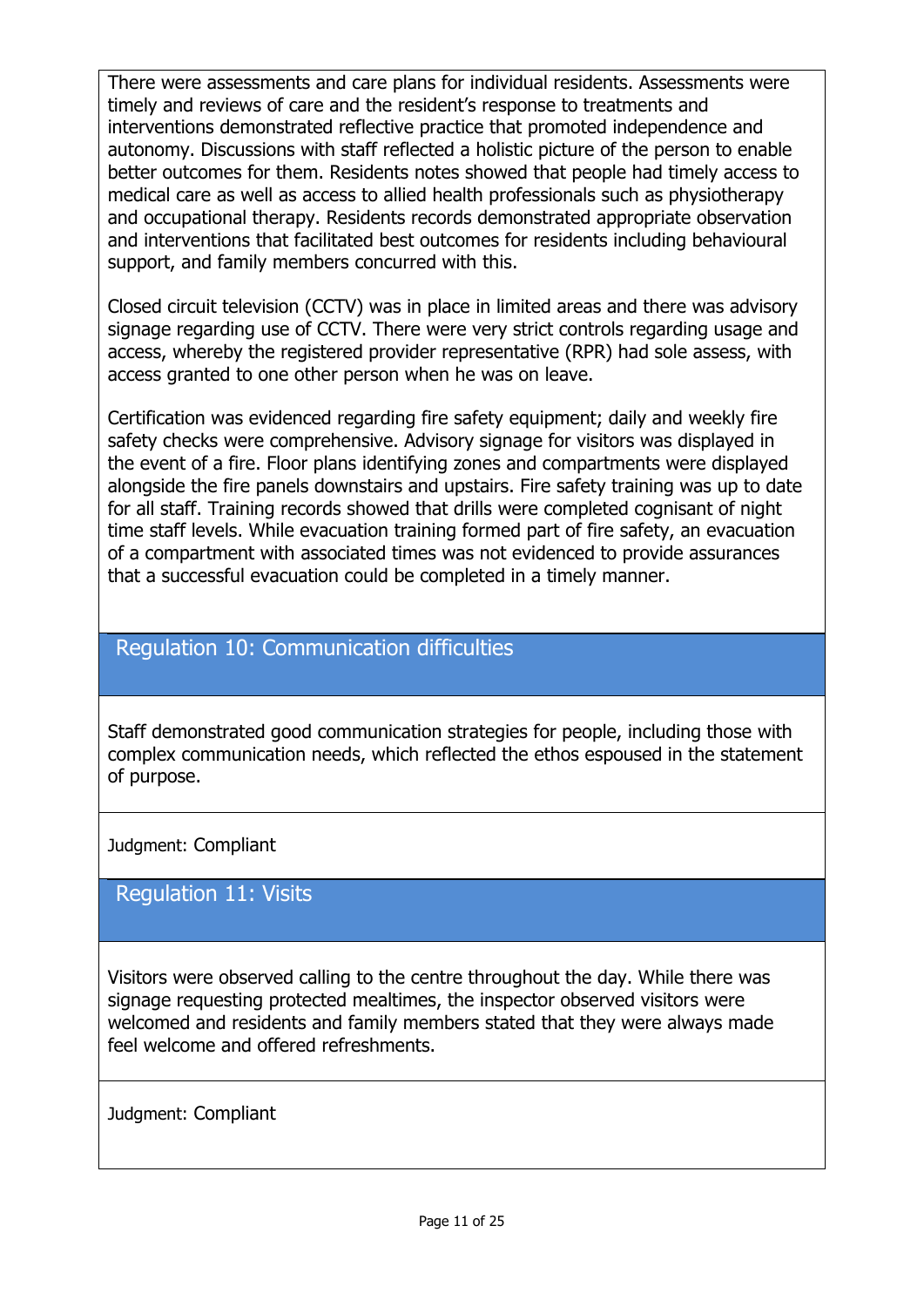There were assessments and care plans for individual residents. Assessments were timely and reviews of care and the resident's response to treatments and interventions demonstrated reflective practice that promoted independence and autonomy. Discussions with staff reflected a holistic picture of the person to enable better outcomes for them. Residents notes showed that people had timely access to medical care as well as access to allied health professionals such as physiotherapy and occupational therapy. Residents records demonstrated appropriate observation and interventions that facilitated best outcomes for residents including behavioural support, and family members concurred with this.

Closed circuit television (CCTV) was in place in limited areas and there was advisory signage regarding use of CCTV. There were very strict controls regarding usage and access, whereby the registered provider representative (RPR) had sole assess, with access granted to one other person when he was on leave.

Certification was evidenced regarding fire safety equipment; daily and weekly fire safety checks were comprehensive. Advisory signage for visitors was displayed in the event of a fire. Floor plans identifying zones and compartments were displayed alongside the fire panels downstairs and upstairs. Fire safety training was up to date for all staff. Training records showed that drills were completed cognisant of night time staff levels. While evacuation training formed part of fire safety, an evacuation of a compartment with associated times was not evidenced to provide assurances that a successful evacuation could be completed in a timely manner.

## Regulation 10: Communication difficulties

Staff demonstrated good communication strategies for people, including those with complex communication needs, which reflected the ethos espoused in the statement of purpose.

Judgment: Compliant

## Regulation 11: Visits

Visitors were observed calling to the centre throughout the day. While there was signage requesting protected mealtimes, the inspector observed visitors were welcomed and residents and family members stated that they were always made feel welcome and offered refreshments.

Judgment: Compliant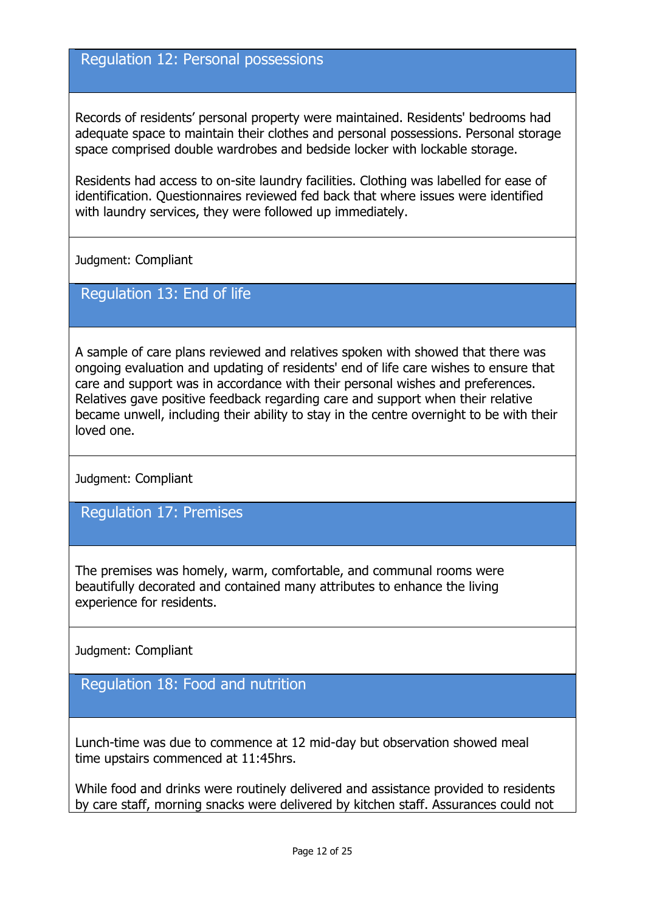## Regulation 12: Personal possessions

Records of residents' personal property were maintained. Residents' bedrooms had adequate space to maintain their clothes and personal possessions. Personal storage space comprised double wardrobes and bedside locker with lockable storage.

Residents had access to on-site laundry facilities. Clothing was labelled for ease of identification. Questionnaires reviewed fed back that where issues were identified with laundry services, they were followed up immediately.

Judgment: Compliant

## Regulation 13: End of life

A sample of care plans reviewed and relatives spoken with showed that there was ongoing evaluation and updating of residents' end of life care wishes to ensure that care and support was in accordance with their personal wishes and preferences. Relatives gave positive feedback regarding care and support when their relative became unwell, including their ability to stay in the centre overnight to be with their loved one.

Judgment: Compliant

## Regulation 17: Premises

The premises was homely, warm, comfortable, and communal rooms were beautifully decorated and contained many attributes to enhance the living experience for residents.

Judgment: Compliant

## Regulation 18: Food and nutrition

Lunch-time was due to commence at 12 mid-day but observation showed meal time upstairs commenced at 11:45hrs.

While food and drinks were routinely delivered and assistance provided to residents by care staff, morning snacks were delivered by kitchen staff. Assurances could not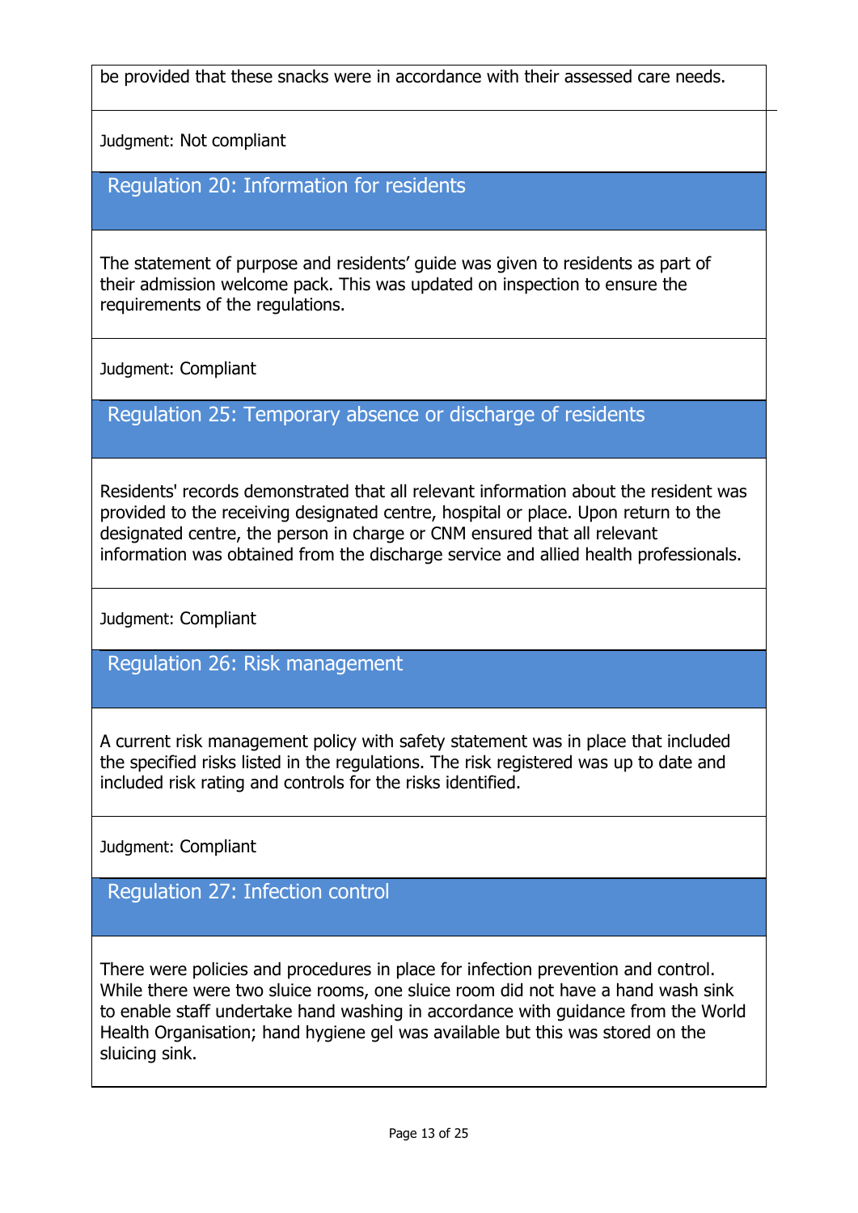be provided that these snacks were in accordance with their assessed care needs.

Judgment: Not compliant

## Regulation 20: Information for residents

The statement of purpose and residents' guide was given to residents as part of their admission welcome pack. This was updated on inspection to ensure the requirements of the regulations.

Judgment: Compliant

## Regulation 25: Temporary absence or discharge of residents

Residents' records demonstrated that all relevant information about the resident was provided to the receiving designated centre, hospital or place. Upon return to the designated centre, the person in charge or CNM ensured that all relevant information was obtained from the discharge service and allied health professionals.

Judgment: Compliant

## Regulation 26: Risk management

A current risk management policy with safety statement was in place that included the specified risks listed in the regulations. The risk registered was up to date and included risk rating and controls for the risks identified.

Judgment: Compliant

## Regulation 27: Infection control

There were policies and procedures in place for infection prevention and control. While there were two sluice rooms, one sluice room did not have a hand wash sink to enable staff undertake hand washing in accordance with guidance from the World Health Organisation; hand hygiene gel was available but this was stored on the sluicing sink.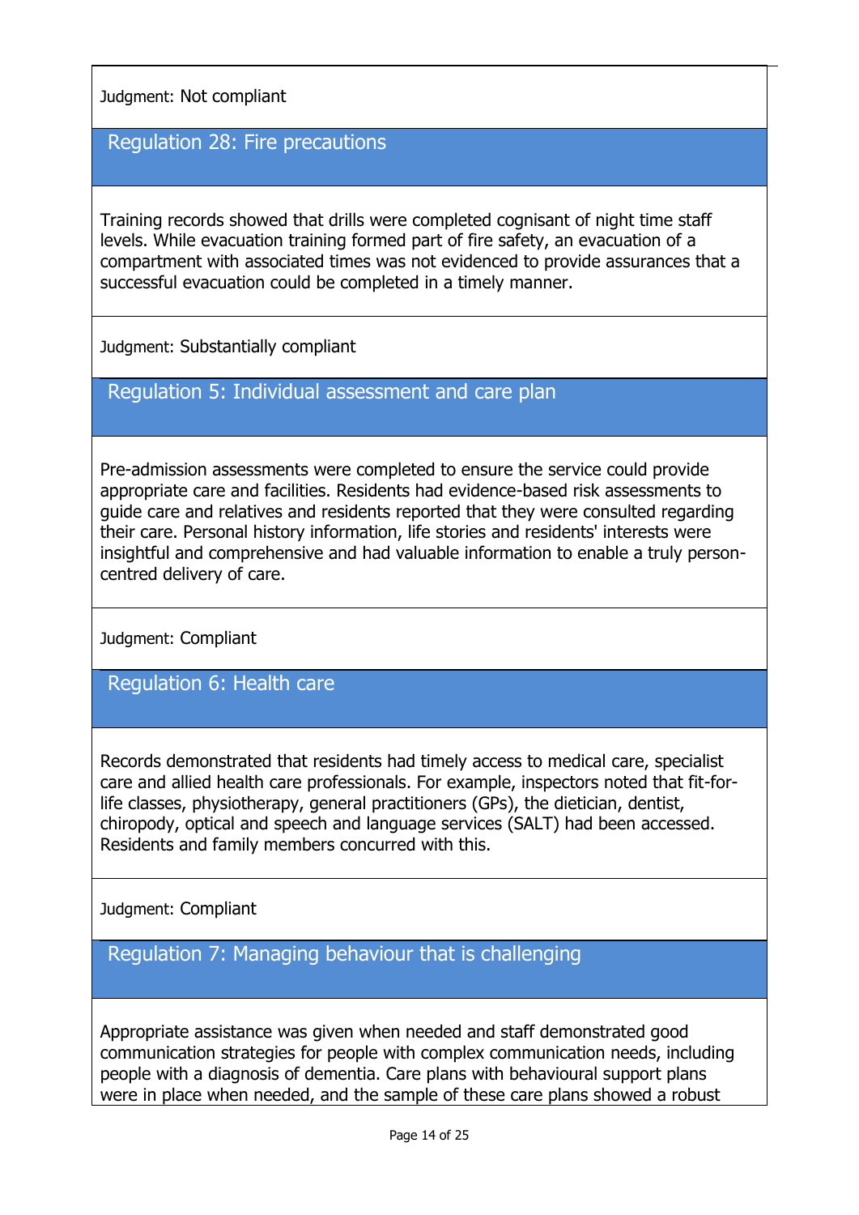Judgment: Not compliant

### Regulation 28: Fire precautions

Training records showed that drills were completed cognisant of night time staff levels. While evacuation training formed part of fire safety, an evacuation of a compartment with associated times was not evidenced to provide assurances that a successful evacuation could be completed in a timely manner.

Judgment: Substantially compliant

### Regulation 5: Individual assessment and care plan

Pre-admission assessments were completed to ensure the service could provide appropriate care and facilities. Residents had evidence-based risk assessments to guide care and relatives and residents reported that they were consulted regarding their care. Personal history information, life stories and residents' interests were insightful and comprehensive and had valuable information to enable a truly person-centred delivery of care.

Judgment: Compliant

### Regulation 6: Health care

Records demonstrated that residents had timely access to medical care, specialist care and allied health care professionals. For example, inspectors noted that fit-for-life classes, physiotherapy, general practitioners (GPs), the dietician, dentist, chiropody, optical and speech and language services (SALT) had been accessed. Residents and family members concurred with this.

Judgment: Compliant

### Regulation 7: Managing behaviour that is challenging

Appropriate assistance was given when needed and staff demonstrated good communication strategies for people with complex communication needs, including people with a diagnosis of dementia. Care plans with behavioural support plans were in place when needed, and the sample of these care plans showed a robust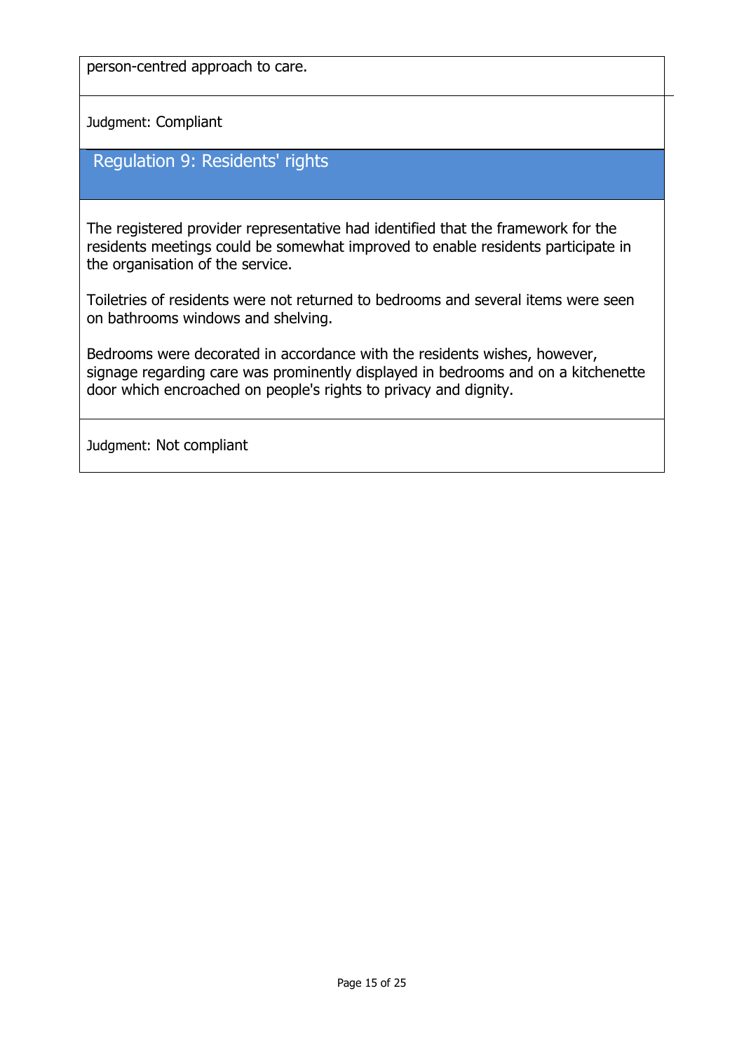person-centred approach to care.

Judgment: Compliant

## Regulation 9: Residents' rights

The registered provider representative had identified that the framework for the residents meetings could be somewhat improved to enable residents participate in the organisation of the service.

Toiletries of residents were not returned to bedrooms and several items were seen on bathrooms windows and shelving.

Bedrooms were decorated in accordance with the residents wishes, however, signage regarding care was prominently displayed in bedrooms and on a kitchenette door which encroached on people's rights to privacy and dignity.

Judgment: Not compliant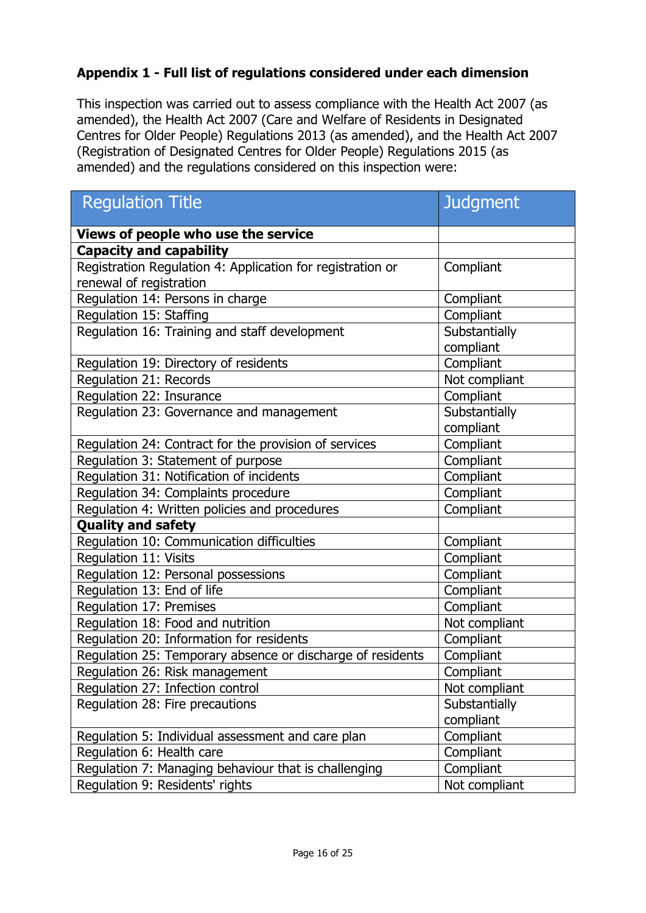**Appendix 1 - Full list of regulations considered under each dimension**

This inspection was carried out to assess compliance with the Health Act 2007 (as amended), the Health Act 2007 (Care and Welfare of Residents in Designated Centres for Older People) Regulations 2013 (as amended), and the Health Act 2007 (Registration of Designated Centres for Older People) Regulations 2015 (as amended) and the regulations considered on this inspection were:

| Regulation Title | Judgment |
|---|---|
| **Views of people who use the service** | |
| **Capacity and capability** | |
| Registration Regulation 4: Application for registration or renewal of registration | Compliant |
| Regulation 14: Persons in charge | Compliant |
| Regulation 15: Staffing | Compliant |
| Regulation 16: Training and staff development | Substantially compliant |
| Regulation 19: Directory of residents | Compliant |
| Regulation 21: Records | Not compliant |
| Regulation 22: Insurance | Compliant |
| Regulation 23: Governance and management | Substantially compliant |
| Regulation 24: Contract for the provision of services | Compliant |
| Regulation 3: Statement of purpose | Compliant |
| Regulation 31: Notification of incidents | Compliant |
| Regulation 34: Complaints procedure | Compliant |
| Regulation 4: Written policies and procedures | Compliant |
| **Quality and safety** | |
| Regulation 10: Communication difficulties | Compliant |
| Regulation 11: Visits | Compliant |
| Regulation 12: Personal possessions | Compliant |
| Regulation 13: End of life | Compliant |
| Regulation 17: Premises | Compliant |
| Regulation 18: Food and nutrition | Not compliant |
| Regulation 20: Information for residents | Compliant |
| Regulation 25: Temporary absence or discharge of residents | Compliant |
| Regulation 26: Risk management | Compliant |
| Regulation 27: Infection control | Not compliant |
| Regulation 28: Fire precautions | Substantially compliant |
| Regulation 5: Individual assessment and care plan | Compliant |
| Regulation 6: Health care | Compliant |
| Regulation 7: Managing behaviour that is challenging | Compliant |
| Regulation 9: Residents' rights | Not compliant |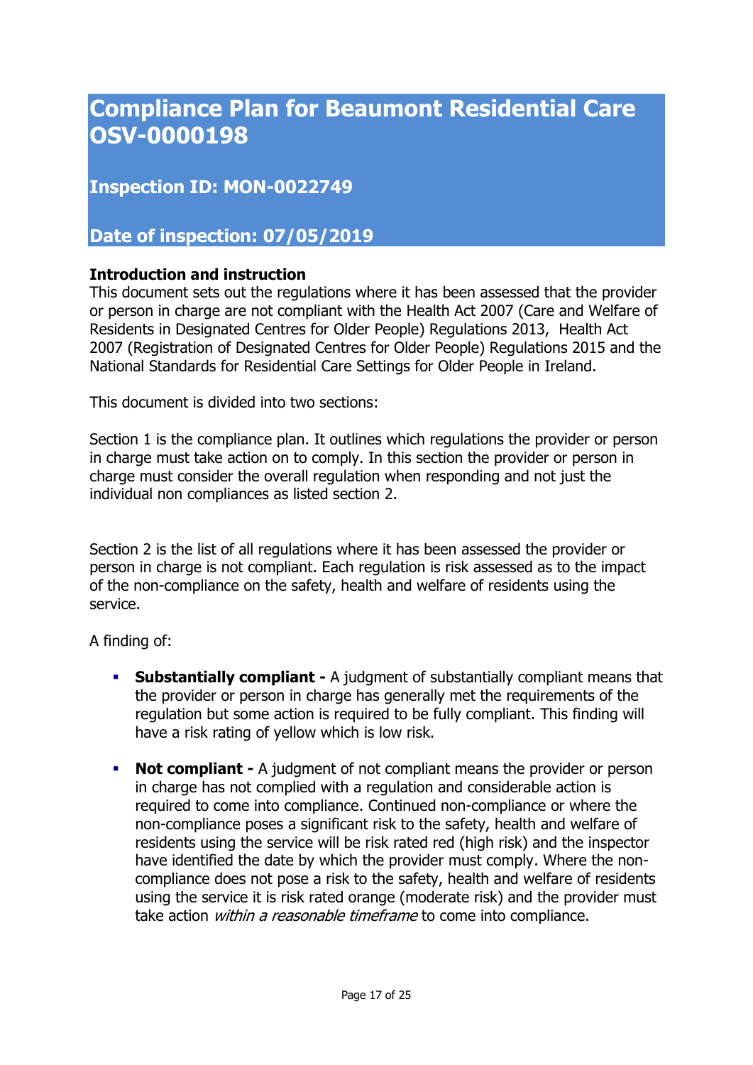# Compliance Plan for Beaumont Residential Care OSV-0000198

## Inspection ID: MON-0022749

## Date of inspection: 07/05/2019

**Introduction and instruction**
This document sets out the regulations where it has been assessed that the provider or person in charge are not compliant with the Health Act 2007 (Care and Welfare of Residents in Designated Centres for Older People) Regulations 2013, Health Act 2007 (Registration of Designated Centres for Older People) Regulations 2015 and the National Standards for Residential Care Settings for Older People in Ireland.

This document is divided into two sections:

Section 1 is the compliance plan. It outlines which regulations the provider or person in charge must take action on to comply. In this section the provider or person in charge must consider the overall regulation when responding and not just the individual non compliances as listed section 2.

Section 2 is the list of all regulations where it has been assessed the provider or person in charge is not compliant. Each regulation is risk assessed as to the impact of the non-compliance on the safety, health and welfare of residents using the service.

A finding of:

- **Substantially compliant -** A judgment of substantially compliant means that the provider or person in charge has generally met the requirements of the regulation but some action is required to be fully compliant. This finding will have a risk rating of yellow which is low risk.
- **Not compliant -** A judgment of not compliant means the provider or person in charge has not complied with a regulation and considerable action is required to come into compliance. Continued non-compliance or where the non-compliance poses a significant risk to the safety, health and welfare of residents using the service will be risk rated red (high risk) and the inspector have identified the date by which the provider must comply. Where the non-compliance does not pose a risk to the safety, health and welfare of residents using the service it is risk rated orange (moderate risk) and the provider must take action *within a reasonable timeframe* to come into compliance.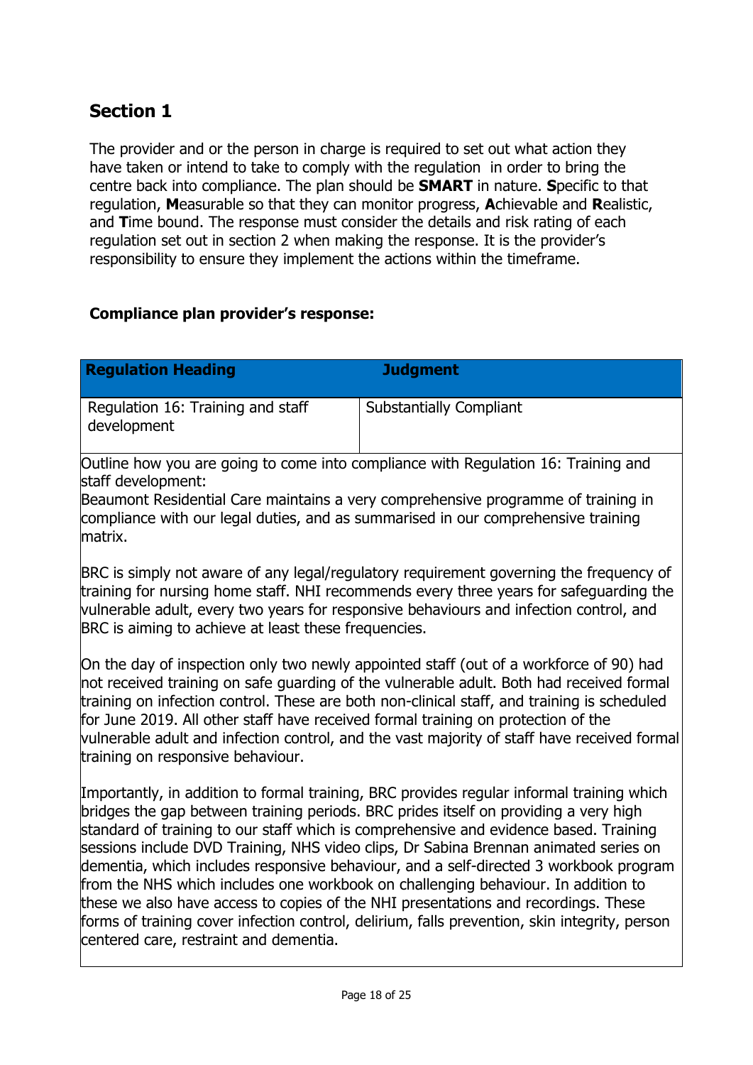## Section 1

The provider and or the person in charge is required to set out what action they have taken or intend to take to comply with the regulation in order to bring the centre back into compliance. The plan should be **SMART** in nature. **S**pecific to that regulation, **M**easurable so that they can monitor progress, **A**chievable and **R**ealistic, and **T**ime bound. The response must consider the details and risk rating of each regulation set out in section 2 when making the response. It is the provider's responsibility to ensure they implement the actions within the timeframe.

**Compliance plan provider's response:**

| Regulation Heading | Judgment |
| --- | --- |
| Regulation 16: Training and staff development | Substantially Compliant |

Outline how you are going to come into compliance with Regulation 16: Training and staff development:
Beaumont Residential Care maintains a very comprehensive programme of training in compliance with our legal duties, and as summarised in our comprehensive training matrix.

BRC is simply not aware of any legal/regulatory requirement governing the frequency of training for nursing home staff. NHI recommends every three years for safeguarding the vulnerable adult, every two years for responsive behaviours and infection control, and BRC is aiming to achieve at least these frequencies.

On the day of inspection only two newly appointed staff (out of a workforce of 90) had not received training on safe guarding of the vulnerable adult. Both had received formal training on infection control. These are both non-clinical staff, and training is scheduled for June 2019. All other staff have received formal training on protection of the vulnerable adult and infection control, and the vast majority of staff have received formal training on responsive behaviour.

Importantly, in addition to formal training, BRC provides regular informal training which bridges the gap between training periods. BRC prides itself on providing a very high standard of training to our staff which is comprehensive and evidence based. Training sessions include DVD Training, NHS video clips, Dr Sabina Brennan animated series on dementia, which includes responsive behaviour, and a self-directed 3 workbook program from the NHS which includes one workbook on challenging behaviour. In addition to these we also have access to copies of the NHI presentations and recordings. These forms of training cover infection control, delirium, falls prevention, skin integrity, person centered care, restraint and dementia.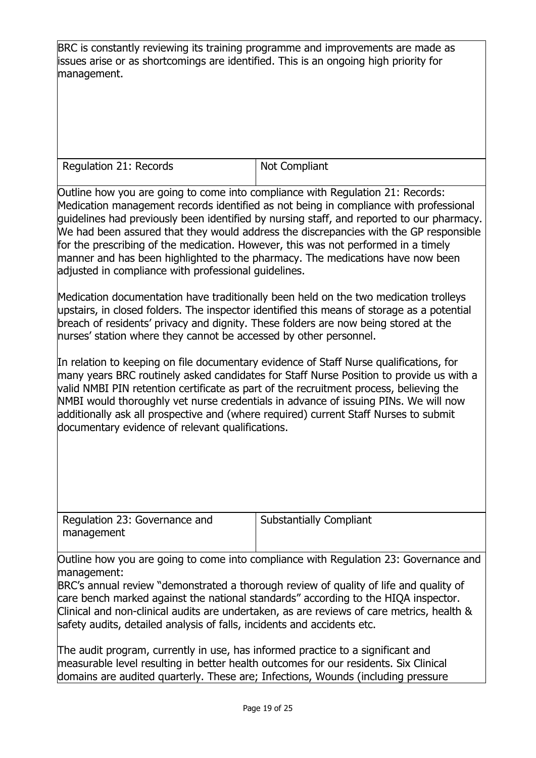BRC is constantly reviewing its training programme and improvements are made as issues arise or as shortcomings are identified. This is an ongoing high priority for management.

| Regulation 21: Records | Not Compliant |
| --- | --- |

Outline how you are going to come into compliance with Regulation 21: Records:
Medication management records identified as not being in compliance with professional guidelines had previously been identified by nursing staff, and reported to our pharmacy. We had been assured that they would address the discrepancies with the GP responsible for the prescribing of the medication. However, this was not performed in a timely manner and has been highlighted to the pharmacy. The medications have now been adjusted in compliance with professional guidelines.

Medication documentation have traditionally been held on the two medication trolleys upstairs, in closed folders. The inspector identified this means of storage as a potential breach of residents' privacy and dignity. These folders are now being stored at the nurses' station where they cannot be accessed by other personnel.

In relation to keeping on file documentary evidence of Staff Nurse qualifications, for many years BRC routinely asked candidates for Staff Nurse Position to provide us with a valid NMBI PIN retention certificate as part of the recruitment process, believing the NMBI would thoroughly vet nurse credentials in advance of issuing PINs. We will now additionally ask all prospective and (where required) current Staff Nurses to submit documentary evidence of relevant qualifications.

| Regulation 23: Governance and management | Substantially Compliant |
| --- | --- |

Outline how you are going to come into compliance with Regulation 23: Governance and management:
BRC's annual review "demonstrated a thorough review of quality of life and quality of care bench marked against the national standards" according to the HIQA inspector. Clinical and non-clinical audits are undertaken, as are reviews of care metrics, health & safety audits, detailed analysis of falls, incidents and accidents etc.

The audit program, currently in use, has informed practice to a significant and measurable level resulting in better health outcomes for our residents. Six Clinical domains are audited quarterly. These are; Infections, Wounds (including pressure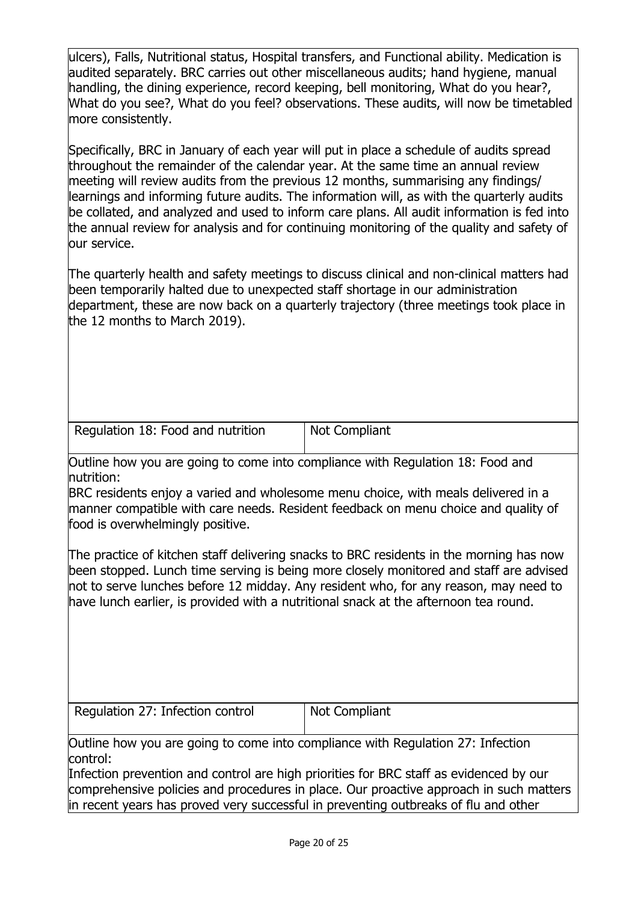ulcers), Falls, Nutritional status, Hospital transfers, and Functional ability. Medication is audited separately. BRC carries out other miscellaneous audits; hand hygiene, manual handling, the dining experience, record keeping, bell monitoring, What do you hear?, What do you see?, What do you feel? observations. These audits, will now be timetabled more consistently.

Specifically, BRC in January of each year will put in place a schedule of audits spread throughout the remainder of the calendar year. At the same time an annual review meeting will review audits from the previous 12 months, summarising any findings/ learnings and informing future audits. The information will, as with the quarterly audits be collated, and analyzed and used to inform care plans. All audit information is fed into the annual review for analysis and for continuing monitoring of the quality and safety of our service.

The quarterly health and safety meetings to discuss clinical and non-clinical matters had been temporarily halted due to unexpected staff shortage in our administration department, these are now back on a quarterly trajectory (three meetings took place in the 12 months to March 2019).

| Regulation 18: Food and nutrition | Not Compliant |
|---|---|

Outline how you are going to come into compliance with Regulation 18: Food and nutrition:
BRC residents enjoy a varied and wholesome menu choice, with meals delivered in a manner compatible with care needs. Resident feedback on menu choice and quality of food is overwhelmingly positive.

The practice of kitchen staff delivering snacks to BRC residents in the morning has now been stopped. Lunch time serving is being more closely monitored and staff are advised not to serve lunches before 12 midday. Any resident who, for any reason, may need to have lunch earlier, is provided with a nutritional snack at the afternoon tea round.

| Regulation 27: Infection control | Not Compliant |
|---|---|

Outline how you are going to come into compliance with Regulation 27: Infection control:
Infection prevention and control are high priorities for BRC staff as evidenced by our comprehensive policies and procedures in place. Our proactive approach in such matters in recent years has proved very successful in preventing outbreaks of flu and other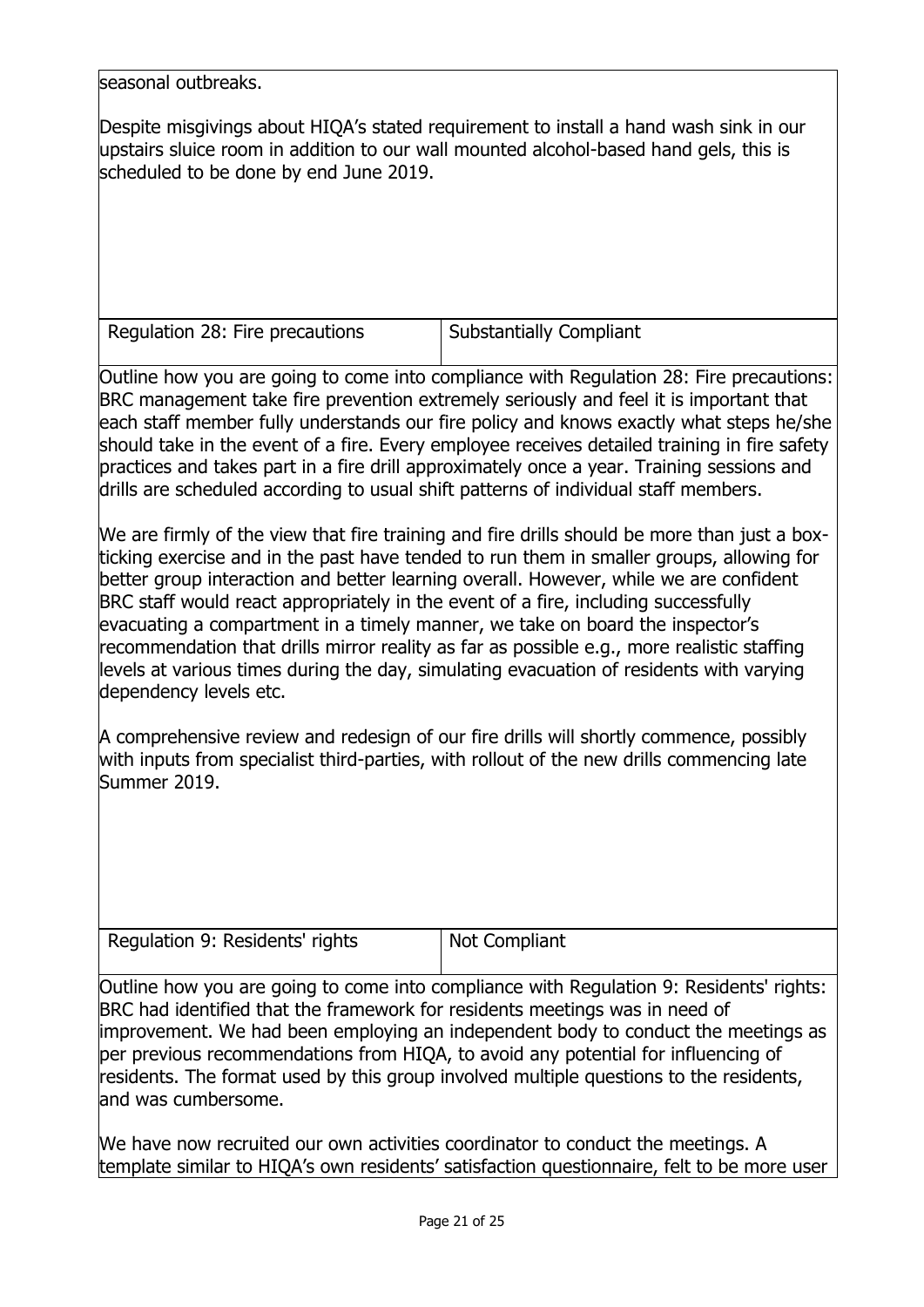seasonal outbreaks.

Despite misgivings about HIQA's stated requirement to install a hand wash sink in our upstairs sluice room in addition to our wall mounted alcohol-based hand gels, this is scheduled to be done by end June 2019.

| Regulation 28: Fire precautions | Substantially Compliant |
| --- | --- |

Outline how you are going to come into compliance with Regulation 28: Fire precautions:
BRC management take fire prevention extremely seriously and feel it is important that each staff member fully understands our fire policy and knows exactly what steps he/she should take in the event of a fire. Every employee receives detailed training in fire safety practices and takes part in a fire drill approximately once a year. Training sessions and drills are scheduled according to usual shift patterns of individual staff members.

We are firmly of the view that fire training and fire drills should be more than just a box-ticking exercise and in the past have tended to run them in smaller groups, allowing for better group interaction and better learning overall. However, while we are confident BRC staff would react appropriately in the event of a fire, including successfully evacuating a compartment in a timely manner, we take on board the inspector's recommendation that drills mirror reality as far as possible e.g., more realistic staffing levels at various times during the day, simulating evacuation of residents with varying dependency levels etc.

A comprehensive review and redesign of our fire drills will shortly commence, possibly with inputs from specialist third-parties, with rollout of the new drills commencing late Summer 2019.

| Regulation 9: Residents' rights | Not Compliant |
| --- | --- |

Outline how you are going to come into compliance with Regulation 9: Residents' rights:
BRC had identified that the framework for residents meetings was in need of improvement. We had been employing an independent body to conduct the meetings as per previous recommendations from HIQA, to avoid any potential for influencing of residents. The format used by this group involved multiple questions to the residents, and was cumbersome.

We have now recruited our own activities coordinator to conduct the meetings. A template similar to HIQA's own residents' satisfaction questionnaire, felt to be more user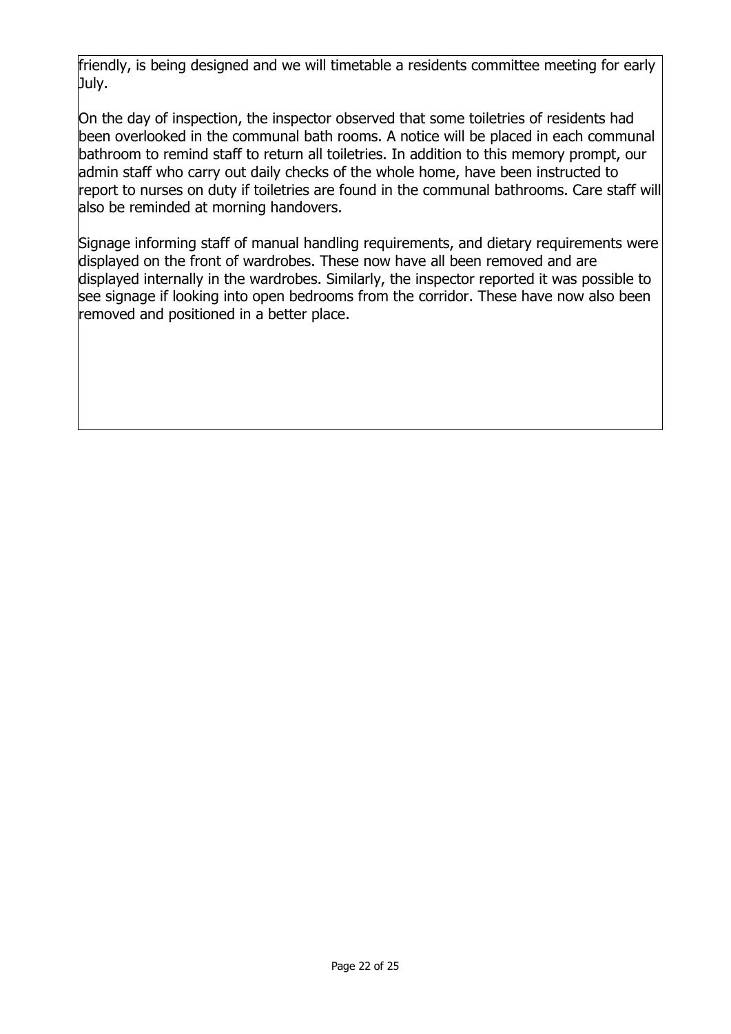friendly, is being designed and we will timetable a residents committee meeting for early July.

On the day of inspection, the inspector observed that some toiletries of residents had been overlooked in the communal bath rooms. A notice will be placed in each communal bathroom to remind staff to return all toiletries. In addition to this memory prompt, our admin staff who carry out daily checks of the whole home, have been instructed to report to nurses on duty if toiletries are found in the communal bathrooms. Care staff will also be reminded at morning handovers.

Signage informing staff of manual handling requirements, and dietary requirements were displayed on the front of wardrobes. These now have all been removed and are displayed internally in the wardrobes. Similarly, the inspector reported it was possible to see signage if looking into open bedrooms from the corridor. These have now also been removed and positioned in a better place.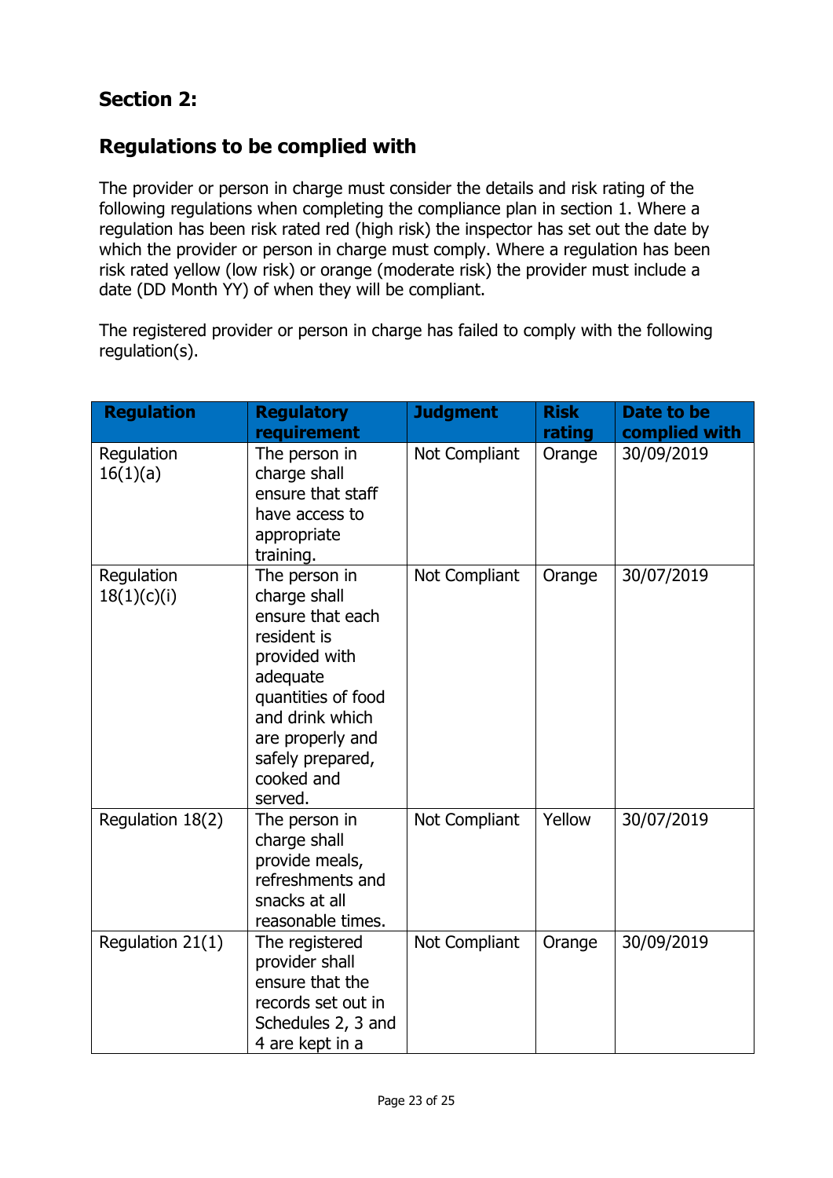## Section 2:

## Regulations to be complied with

The provider or person in charge must consider the details and risk rating of the following regulations when completing the compliance plan in section 1. Where a regulation has been risk rated red (high risk) the inspector has set out the date by which the provider or person in charge must comply. Where a regulation has been risk rated yellow (low risk) or orange (moderate risk) the provider must include a date (DD Month YY) of when they will be compliant.

The registered provider or person in charge has failed to comply with the following regulation(s).

| Regulation | Regulatory requirement | Judgment | Risk rating | Date to be complied with |
|---|---|---|---|---|
| Regulation 16(1)(a) | The person in charge shall ensure that staff have access to appropriate training. | Not Compliant | Orange | 30/09/2019 |
| Regulation 18(1)(c)(i) | The person in charge shall ensure that each resident is provided with adequate quantities of food and drink which are properly and safely prepared, cooked and served. | Not Compliant | Orange | 30/07/2019 |
| Regulation 18(2) | The person in charge shall provide meals, refreshments and snacks at all reasonable times. | Not Compliant | Yellow | 30/07/2019 |
| Regulation 21(1) | The registered provider shall ensure that the records set out in Schedules 2, 3 and 4 are kept in a | Not Compliant | Orange | 30/09/2019 |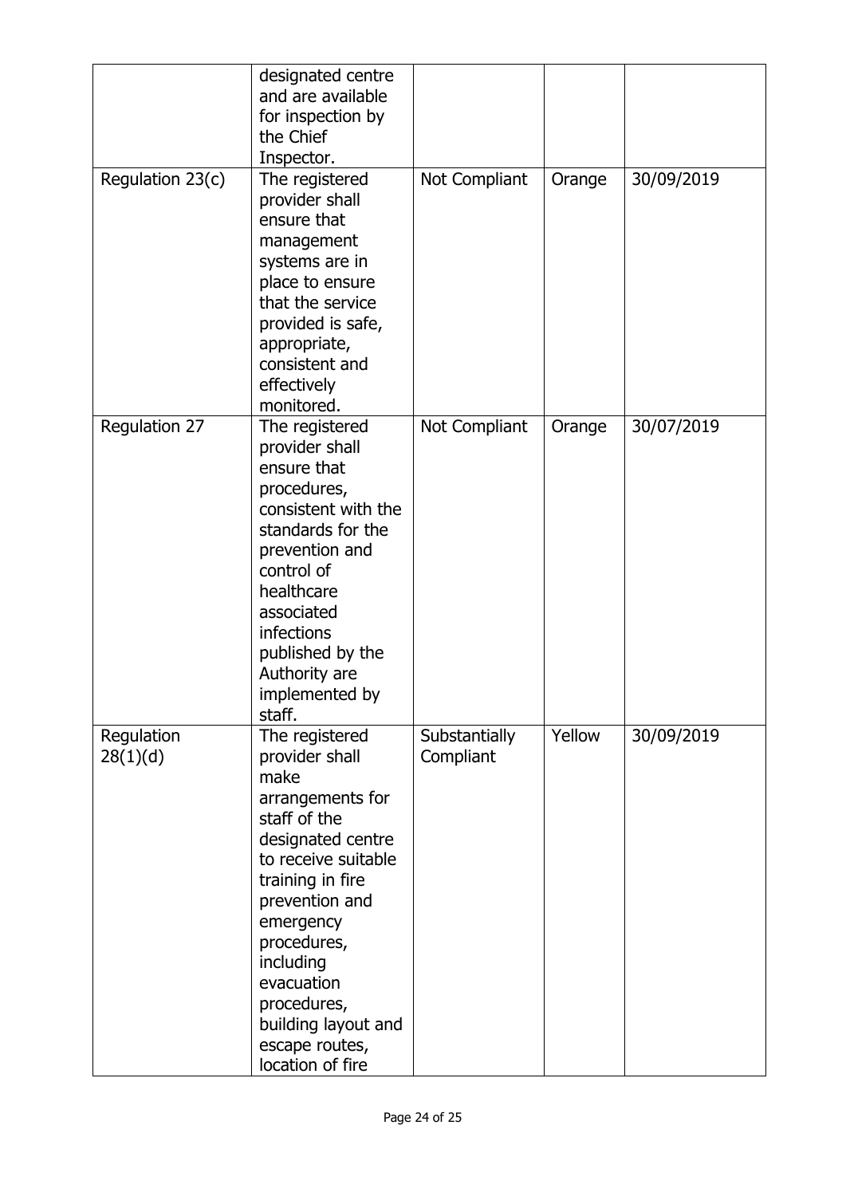| | | | | |
|---|---|---|---|---|
| | designated centre and are available for inspection by the Chief Inspector. | | | |
| Regulation 23(c) | The registered provider shall ensure that management systems are in place to ensure that the service provided is safe, appropriate, consistent and effectively monitored. | Not Compliant | Orange | 30/09/2019 |
| Regulation 27 | The registered provider shall ensure that procedures, consistent with the standards for the prevention and control of healthcare associated infections published by the Authority are implemented by staff. | Not Compliant | Orange | 30/07/2019 |
| Regulation 28(1)(d) | The registered provider shall make arrangements for staff of the designated centre to receive suitable training in fire prevention and emergency procedures, including evacuation procedures, building layout and escape routes, location of fire | Substantially Compliant | Yellow | 30/09/2019 |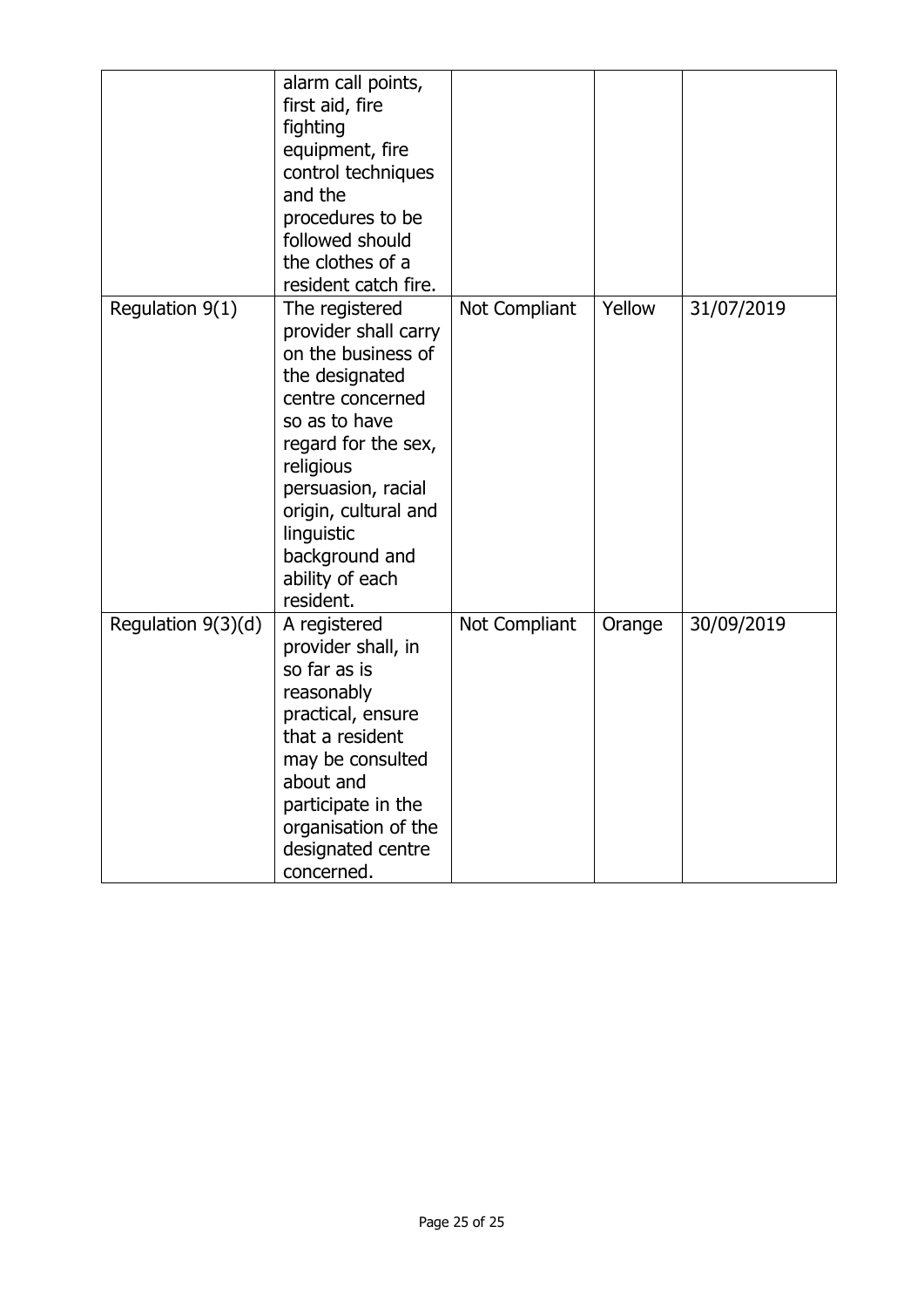| | | | | |
|---|---|---|---|---|
| | alarm call points, first aid, fire fighting equipment, fire control techniques and the procedures to be followed should the clothes of a resident catch fire. | | | |
| Regulation 9(1) | The registered provider shall carry on the business of the designated centre concerned so as to have regard for the sex, religious persuasion, racial origin, cultural and linguistic background and ability of each resident. | Not Compliant | Yellow | 31/07/2019 |
| Regulation 9(3)(d) | A registered provider shall, in so far as is reasonably practical, ensure that a resident may be consulted about and participate in the organisation of the designated centre concerned. | Not Compliant | Orange | 30/09/2019 |